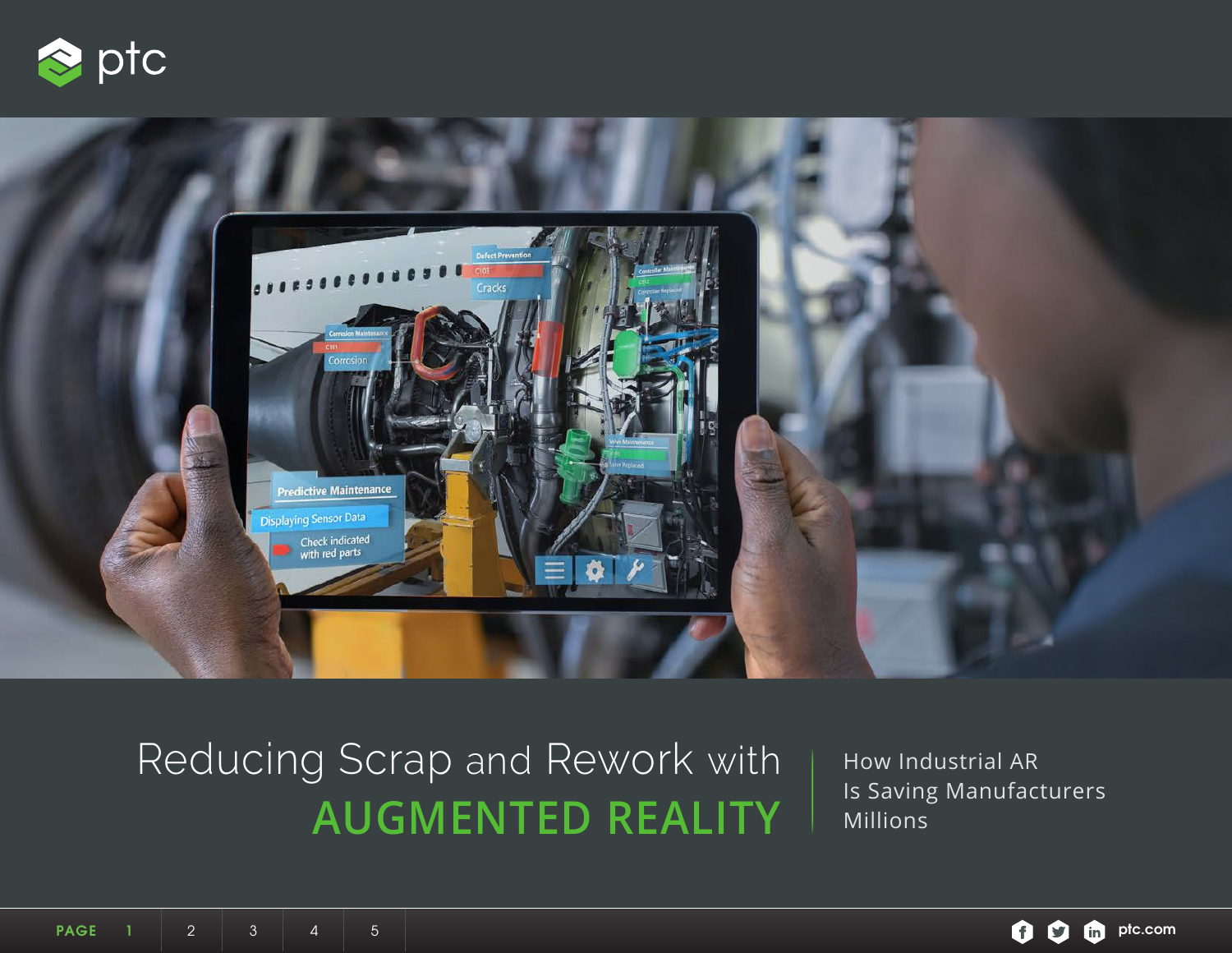# Reducing Scrap and Rework with AUGMENTED REALITY

How Industrial AR Is Saving Manufacturers Millions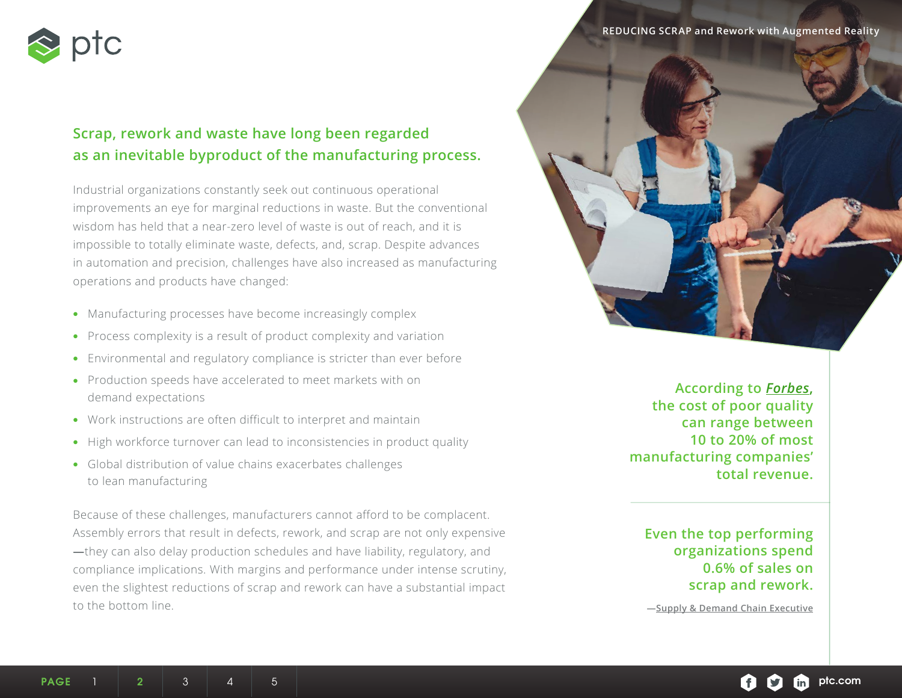## Scrap, rework and waste have long been regarded as an inevitable byproduct of the manufacturing process.

Industrial organizations constantly seek out continuous operational improvements an eye for marginal reductions in waste. But the conventional wisdom has held that a near-zero level of waste is out of reach, and it is impossible to totally eliminate waste, defects, and, scrap. Despite advances in automation and precision, challenges have also increased as manufacturing operations and products have changed:

- Manufacturing processes have become increasingly complex
- Process complexity is a result of product complexity and variation
- Environmental and regulatory compliance is stricter than ever before
- Production speeds have accelerated to meet markets with on demand expectations
- Work instructions are often difficult to interpret and maintain
- High workforce turnover can lead to inconsistencies in product quality
- Global distribution of value chains exacerbates challenges to lean manufacturing

Because of these challenges, manufacturers cannot afford to be complacent. Assembly errors that result in defects, rework, and scrap are not only expensive —they can also delay production schedules and have liability, regulatory, and compliance implications. With margins and performance under intense scrutiny, even the slightest reductions of scrap and rework can have a substantial impact to the bottom line.

**According to *Forbes*, the cost of poor quality can range between 10 to 20% of most manufacturing companies' total revenue.**

**Even the top performing organizations spend 0.6% of sales on scrap and rework.**

—Supply & Demand Chain Executive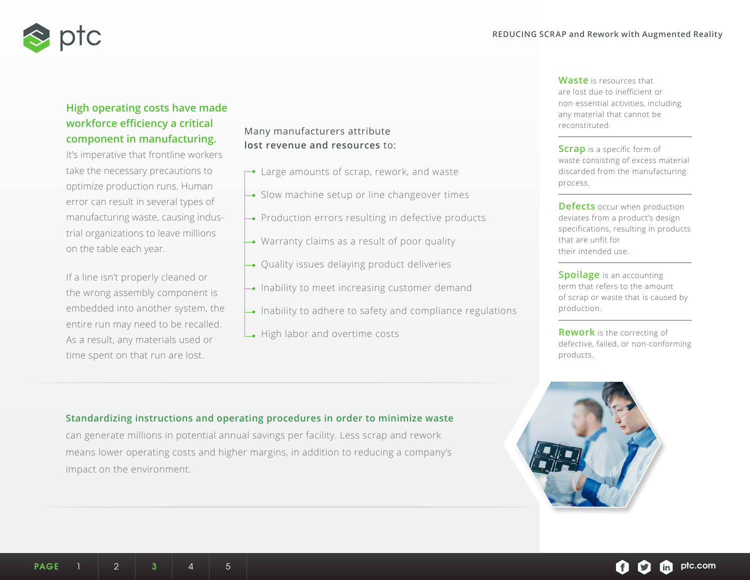**High operating costs have made workforce efficiency a critical component in manufacturing.** It's imperative that frontline workers take the necessary precautions to optimize production runs. Human error can result in several types of manufacturing waste, causing industrial organizations to leave millions on the table each year.

If a line isn't properly cleaned or the wrong assembly component is embedded into another system, the entire run may need to be recalled. As a result, any materials used or time spent on that run are lost.

Many manufacturers attribute **lost revenue and resources** to:

- Large amounts of scrap, rework, and waste
- Slow machine setup or line changeover times
- Production errors resulting in defective products
- Warranty claims as a result of poor quality
- Quality issues delaying product deliveries
- Inability to meet increasing customer demand
- Inability to adhere to safety and compliance regulations
- High labor and overtime costs

**Waste** is resources that are lost due to inefficient or non-essential activities, including any material that cannot be reconstituted.

**Scrap** is a specific form of waste consisting of excess material discarded from the manufacturing process.

**Defects** occur when production deviates from a product's design specifications, resulting in products that are unfit for their intended use.

**Spoilage** is an accounting term that refers to the amount of scrap or waste that is caused by production.

**Rework** is the correcting of defective, failed, or non-conforming products.

**Standardizing instructions and operating procedures in order to minimize waste** can generate millions in potential annual savings per facility. Less scrap and rework means lower operating costs and higher margins, in addition to reducing a company's impact on the environment.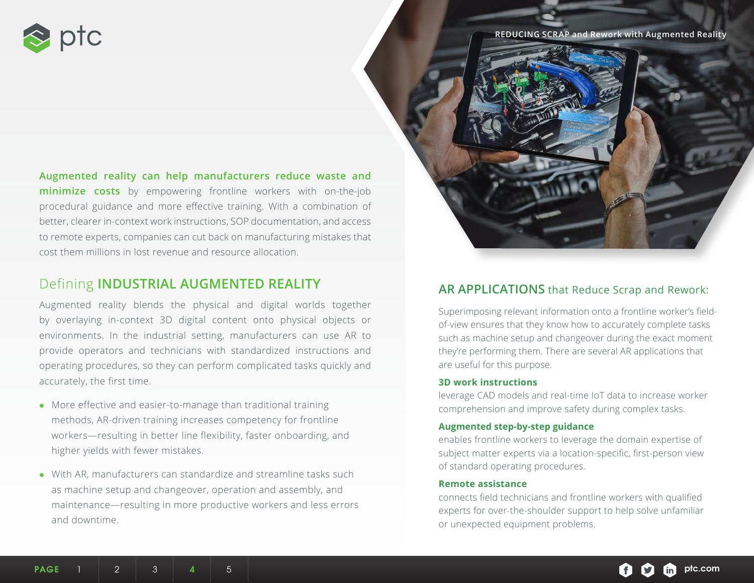**Augmented reality can help manufacturers reduce waste and minimize costs** by empowering frontline workers with on-the-job procedural guidance and more effective training. With a combination of better, clearer in-context work instructions, SOP documentation, and access to remote experts, companies can cut back on manufacturing mistakes that cost them millions in lost revenue and resource allocation.

## Defining **INDUSTRIAL AUGMENTED REALITY**

Augmented reality blends the physical and digital worlds together by overlaying in-context 3D digital content onto physical objects or environments. In the industrial setting, manufacturers can use AR to provide operators and technicians with standardized instructions and operating procedures, so they can perform complicated tasks quickly and accurately, the first time.

- More effective and easier-to-manage than traditional training methods, AR-driven training increases competency for frontline workers—resulting in better line flexibility, faster onboarding, and higher yields with fewer mistakes.
- With AR, manufacturers can standardize and streamline tasks such as machine setup and changeover, operation and assembly, and maintenance—resulting in more productive workers and less errors and downtime.

## **AR APPLICATIONS** that Reduce Scrap and Rework:

Superimposing relevant information onto a frontline worker's field-of-view ensures that they know how to accurately complete tasks such as machine setup and changeover during the exact moment they're performing them. There are several AR applications that are useful for this purpose.

**3D work instructions**
leverage CAD models and real-time IoT data to increase worker comprehension and improve safety during complex tasks.

**Augmented step-by-step guidance**
enables frontline workers to leverage the domain expertise of subject matter experts via a location-specific, first-person view of standard operating procedures.

**Remote assistance**
connects field technicians and frontline workers with qualified experts for over-the-shoulder support to help solve unfamiliar or unexpected equipment problems.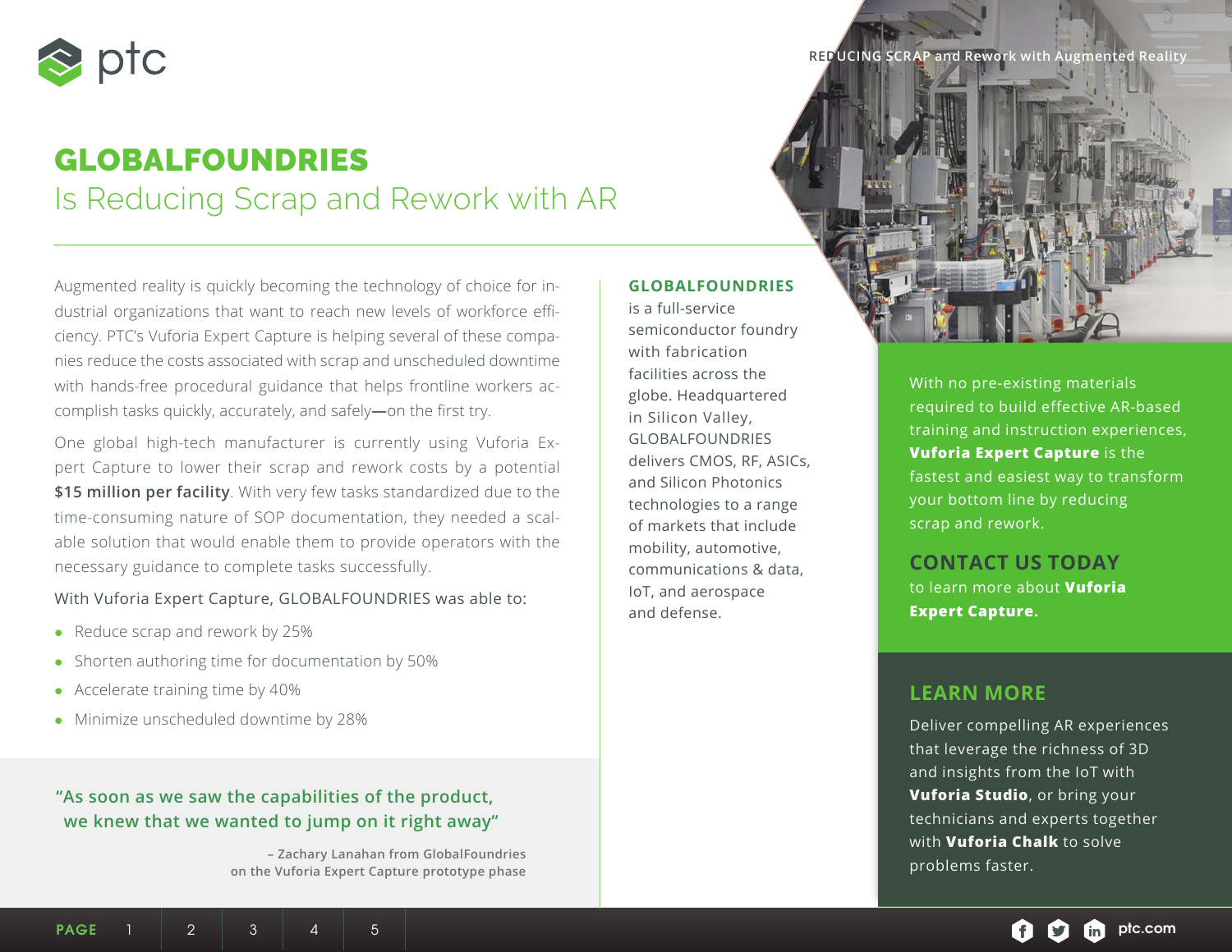# GLOBALFOUNDRIES

## Is Reducing Scrap and Rework with AR

Augmented reality is quickly becoming the technology of choice for industrial organizations that want to reach new levels of workforce efficiency. PTC's Vuforia Expert Capture is helping several of these companies reduce the costs associated with scrap and unscheduled downtime with hands-free procedural guidance that helps frontline workers accomplish tasks quickly, accurately, and safely—on the first try.

One global high-tech manufacturer is currently using Vuforia Expert Capture to lower their scrap and rework costs by a potential **$15 million per facility**. With very few tasks standardized due to the time-consuming nature of SOP documentation, they needed a scalable solution that would enable them to provide operators with the necessary guidance to complete tasks successfully.

With Vuforia Expert Capture, GLOBALFOUNDRIES was able to:

- Reduce scrap and rework by 25%
- Shorten authoring time for documentation by 50%
- Accelerate training time by 40%
- Minimize unscheduled downtime by 28%

"As soon as we saw the capabilities of the product, we knew that we wanted to jump on it right away"

– Zachary Lanahan from GlobalFoundries on the Vuforia Expert Capture prototype phase

**GLOBALFOUNDRIES** is a full-service semiconductor foundry with fabrication facilities across the globe. Headquartered in Silicon Valley, GLOBALFOUNDRIES delivers CMOS, RF, ASICs, and Silicon Photonics technologies to a range of markets that include mobility, automotive, communications & data, IoT, and aerospace and defense.

With no pre-existing materials required to build effective AR-based training and instruction experiences, **Vuforia Expert Capture** is the fastest and easiest way to transform your bottom line by reducing scrap and rework.

## CONTACT US TODAY

to learn more about **Vuforia Expert Capture.**

## LEARN MORE

Deliver compelling AR experiences that leverage the richness of 3D and insights from the IoT with **Vuforia Studio**, or bring your technicians and experts together with **Vuforia Chalk** to solve problems faster.

ptc.com